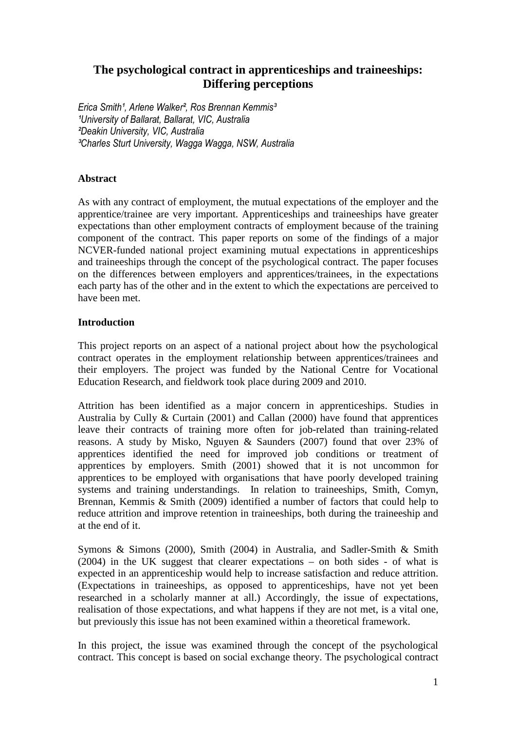# The psychological contract in apprenticeships and traineeships: Differing perceptions

*Erica Smith[1], Arlene Walker[2], Ros Brennan Kemmis[3]*
*[1]University of Ballarat, Ballarat, VIC, Australia*
*[2]Deakin University, VIC, Australia*
*[3]Charles Sturt University, Wagga Wagga, NSW, Australia*

## Abstract

As with any contract of employment, the mutual expectations of the employer and the apprentice/trainee are very important. Apprenticeships and traineeships have greater expectations than other employment contracts of employment because of the training component of the contract. This paper reports on some of the findings of a major NCVER-funded national project examining mutual expectations in apprenticeships and traineeships through the concept of the psychological contract. The paper focuses on the differences between employers and apprentices/trainees, in the expectations each party has of the other and in the extent to which the expectations are perceived to have been met.

## Introduction

This project reports on an aspect of a national project about how the psychological contract operates in the employment relationship between apprentices/trainees and their employers. The project was funded by the National Centre for Vocational Education Research, and fieldwork took place during 2009 and 2010.

Attrition has been identified as a major concern in apprenticeships. Studies in Australia by Cully & Curtain (2001) and Callan (2000) have found that apprentices leave their contracts of training more often for job-related than training-related reasons. A study by Misko, Nguyen & Saunders (2007) found that over 23% of apprentices identified the need for improved job conditions or treatment of apprentices by employers. Smith (2001) showed that it is not uncommon for apprentices to be employed with organisations that have poorly developed training systems and training understandings. In relation to traineeships, Smith, Comyn, Brennan, Kemmis & Smith (2009) identified a number of factors that could help to reduce attrition and improve retention in traineeships, both during the traineeship and at the end of it.

Symons & Simons (2000), Smith (2004) in Australia, and Sadler-Smith & Smith (2004) in the UK suggest that clearer expectations – on both sides - of what is expected in an apprenticeship would help to increase satisfaction and reduce attrition. (Expectations in traineeships, as opposed to apprenticeships, have not yet been researched in a scholarly manner at all.) Accordingly, the issue of expectations, realisation of those expectations, and what happens if they are not met, is a vital one, but previously this issue has not been examined within a theoretical framework.

In this project, the issue was examined through the concept of the psychological contract. This concept is based on social exchange theory. The psychological contract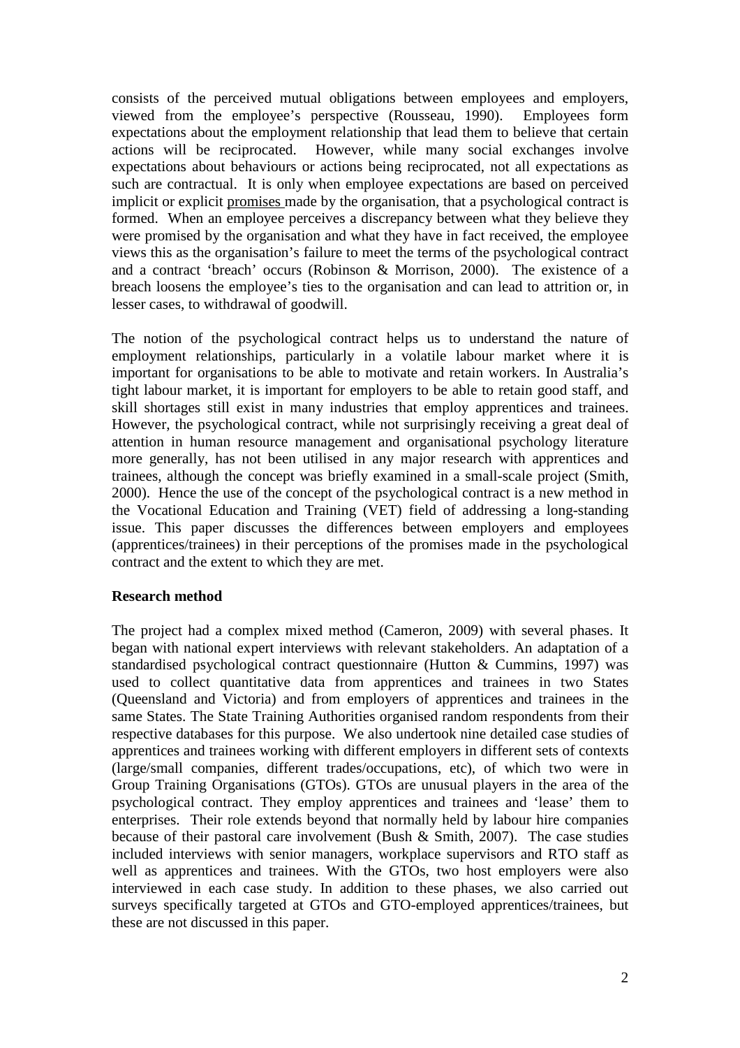consists of the perceived mutual obligations between employees and employers, viewed from the employee's perspective (Rousseau, 1990). Employees form expectations about the employment relationship that lead them to believe that certain actions will be reciprocated. However, while many social exchanges involve expectations about behaviours or actions being reciprocated, not all expectations as such are contractual. It is only when employee expectations are based on perceived implicit or explicit promises made by the organisation, that a psychological contract is formed. When an employee perceives a discrepancy between what they believe they were promised by the organisation and what they have in fact received, the employee views this as the organisation's failure to meet the terms of the psychological contract and a contract 'breach' occurs (Robinson & Morrison, 2000). The existence of a breach loosens the employee's ties to the organisation and can lead to attrition or, in lesser cases, to withdrawal of goodwill.

The notion of the psychological contract helps us to understand the nature of employment relationships, particularly in a volatile labour market where it is important for organisations to be able to motivate and retain workers. In Australia's tight labour market, it is important for employers to be able to retain good staff, and skill shortages still exist in many industries that employ apprentices and trainees. However, the psychological contract, while not surprisingly receiving a great deal of attention in human resource management and organisational psychology literature more generally, has not been utilised in any major research with apprentices and trainees, although the concept was briefly examined in a small-scale project (Smith, 2000). Hence the use of the concept of the psychological contract is a new method in the Vocational Education and Training (VET) field of addressing a long-standing issue. This paper discusses the differences between employers and employees (apprentices/trainees) in their perceptions of the promises made in the psychological contract and the extent to which they are met.

**Research method**

The project had a complex mixed method (Cameron, 2009) with several phases. It began with national expert interviews with relevant stakeholders. An adaptation of a standardised psychological contract questionnaire (Hutton & Cummins, 1997) was used to collect quantitative data from apprentices and trainees in two States (Queensland and Victoria) and from employers of apprentices and trainees in the same States. The State Training Authorities organised random respondents from their respective databases for this purpose. We also undertook nine detailed case studies of apprentices and trainees working with different employers in different sets of contexts (large/small companies, different trades/occupations, etc), of which two were in Group Training Organisations (GTOs). GTOs are unusual players in the area of the psychological contract. They employ apprentices and trainees and 'lease' them to enterprises. Their role extends beyond that normally held by labour hire companies because of their pastoral care involvement (Bush & Smith, 2007). The case studies included interviews with senior managers, workplace supervisors and RTO staff as well as apprentices and trainees. With the GTOs, two host employers were also interviewed in each case study. In addition to these phases, we also carried out surveys specifically targeted at GTOs and GTO-employed apprentices/trainees, but these are not discussed in this paper.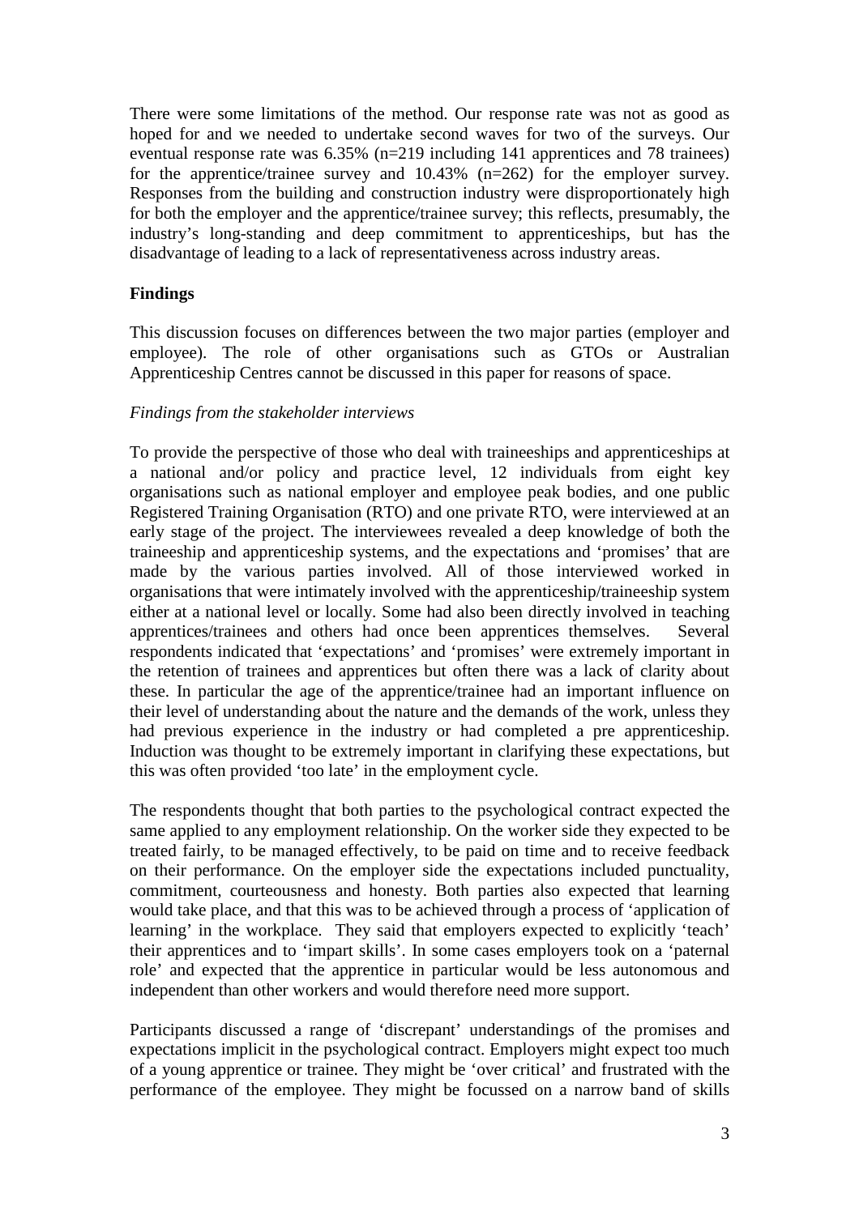There were some limitations of the method. Our response rate was not as good as hoped for and we needed to undertake second waves for two of the surveys. Our eventual response rate was 6.35% (n=219 including 141 apprentices and 78 trainees) for the apprentice/trainee survey and 10.43% (n=262) for the employer survey. Responses from the building and construction industry were disproportionately high for both the employer and the apprentice/trainee survey; this reflects, presumably, the industry's long-standing and deep commitment to apprenticeships, but has the disadvantage of leading to a lack of representativeness across industry areas.

## Findings

This discussion focuses on differences between the two major parties (employer and employee). The role of other organisations such as GTOs or Australian Apprenticeship Centres cannot be discussed in this paper for reasons of space.

### *Findings from the stakeholder interviews*

To provide the perspective of those who deal with traineeships and apprenticeships at a national and/or policy and practice level, 12 individuals from eight key organisations such as national employer and employee peak bodies, and one public Registered Training Organisation (RTO) and one private RTO, were interviewed at an early stage of the project. The interviewees revealed a deep knowledge of both the traineeship and apprenticeship systems, and the expectations and 'promises' that are made by the various parties involved. All of those interviewed worked in organisations that were intimately involved with the apprenticeship/traineeship system either at a national level or locally. Some had also been directly involved in teaching apprentices/trainees and others had once been apprentices themselves. Several respondents indicated that 'expectations' and 'promises' were extremely important in the retention of trainees and apprentices but often there was a lack of clarity about these. In particular the age of the apprentice/trainee had an important influence on their level of understanding about the nature and the demands of the work, unless they had previous experience in the industry or had completed a pre apprenticeship. Induction was thought to be extremely important in clarifying these expectations, but this was often provided 'too late' in the employment cycle.

The respondents thought that both parties to the psychological contract expected the same applied to any employment relationship. On the worker side they expected to be treated fairly, to be managed effectively, to be paid on time and to receive feedback on their performance. On the employer side the expectations included punctuality, commitment, courteousness and honesty. Both parties also expected that learning would take place, and that this was to be achieved through a process of 'application of learning' in the workplace. They said that employers expected to explicitly 'teach' their apprentices and to 'impart skills'. In some cases employers took on a 'paternal role' and expected that the apprentice in particular would be less autonomous and independent than other workers and would therefore need more support.

Participants discussed a range of 'discrepant' understandings of the promises and expectations implicit in the psychological contract. Employers might expect too much of a young apprentice or trainee. They might be 'over critical' and frustrated with the performance of the employee. They might be focussed on a narrow band of skills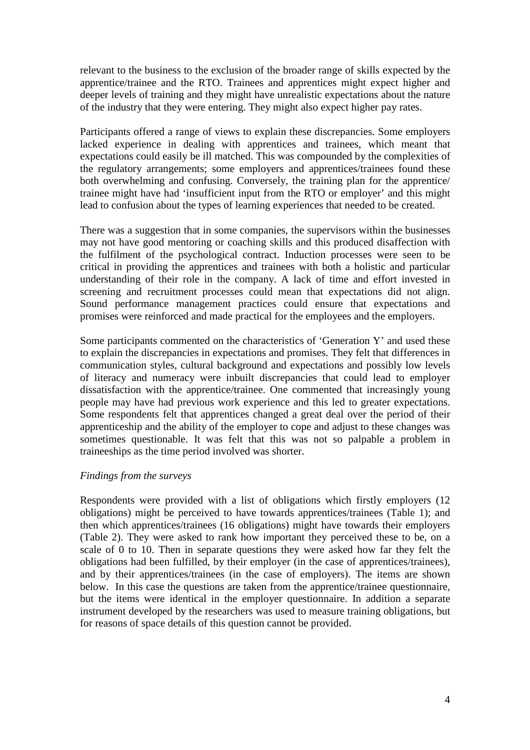relevant to the business to the exclusion of the broader range of skills expected by the apprentice/trainee and the RTO. Trainees and apprentices might expect higher and deeper levels of training and they might have unrealistic expectations about the nature of the industry that they were entering. They might also expect higher pay rates.

Participants offered a range of views to explain these discrepancies. Some employers lacked experience in dealing with apprentices and trainees, which meant that expectations could easily be ill matched. This was compounded by the complexities of the regulatory arrangements; some employers and apprentices/trainees found these both overwhelming and confusing. Conversely, the training plan for the apprentice/ trainee might have had 'insufficient input from the RTO or employer' and this might lead to confusion about the types of learning experiences that needed to be created.

There was a suggestion that in some companies, the supervisors within the businesses may not have good mentoring or coaching skills and this produced disaffection with the fulfilment of the psychological contract. Induction processes were seen to be critical in providing the apprentices and trainees with both a holistic and particular understanding of their role in the company. A lack of time and effort invested in screening and recruitment processes could mean that expectations did not align. Sound performance management practices could ensure that expectations and promises were reinforced and made practical for the employees and the employers.

Some participants commented on the characteristics of 'Generation Y' and used these to explain the discrepancies in expectations and promises. They felt that differences in communication styles, cultural background and expectations and possibly low levels of literacy and numeracy were inbuilt discrepancies that could lead to employer dissatisfaction with the apprentice/trainee. One commented that increasingly young people may have had previous work experience and this led to greater expectations. Some respondents felt that apprentices changed a great deal over the period of their apprenticeship and the ability of the employer to cope and adjust to these changes was sometimes questionable. It was felt that this was not so palpable a problem in traineeships as the time period involved was shorter.

*Findings from the surveys*

Respondents were provided with a list of obligations which firstly employers (12 obligations) might be perceived to have towards apprentices/trainees (Table 1); and then which apprentices/trainees (16 obligations) might have towards their employers (Table 2). They were asked to rank how important they perceived these to be, on a scale of 0 to 10. Then in separate questions they were asked how far they felt the obligations had been fulfilled, by their employer (in the case of apprentices/trainees), and by their apprentices/trainees (in the case of employers). The items are shown below. In this case the questions are taken from the apprentice/trainee questionnaire, but the items were identical in the employer questionnaire. In addition a separate instrument developed by the researchers was used to measure training obligations, but for reasons of space details of this question cannot be provided.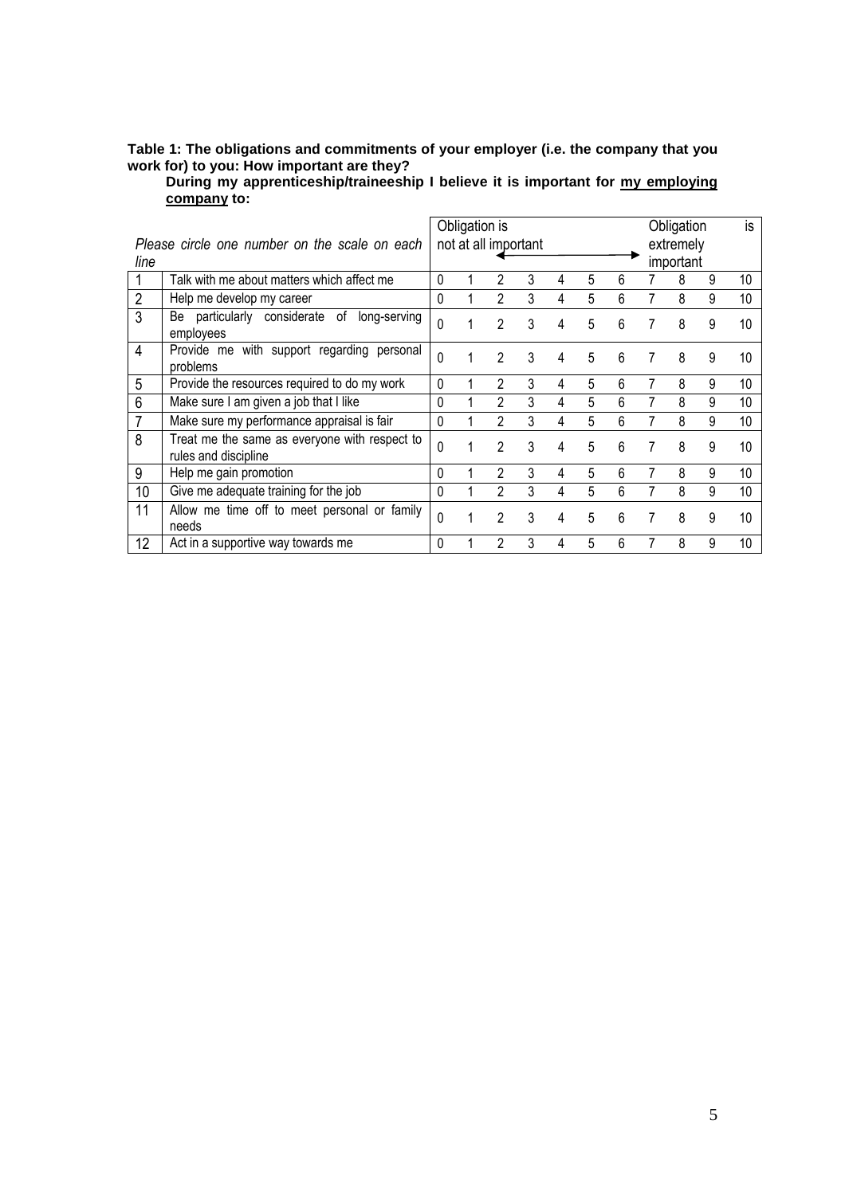**Table 1: The obligations and commitments of your employer (i.e. the company that you work for) to you: How important are they?**

**During my apprenticeship/traineeship I believe it is important for <u>my employing company</u> to:**

| *Please circle one number on the scale on each line* | | Obligation is not at all important | | | | | | | | Obligation is extremely important | | |
|---|---|---|---|---|---|---|---|---|---|---|---|---|
| 1 | Talk with me about matters which affect me | 0 | 1 | 2 | 3 | 4 | 5 | 6 | 7 | 8 | 9 | 10 |
| 2 | Help me develop my career | 0 | 1 | 2 | 3 | 4 | 5 | 6 | 7 | 8 | 9 | 10 |
| 3 | Be particularly considerate of long-serving employees | 0 | 1 | 2 | 3 | 4 | 5 | 6 | 7 | 8 | 9 | 10 |
| 4 | Provide me with support regarding personal problems | 0 | 1 | 2 | 3 | 4 | 5 | 6 | 7 | 8 | 9 | 10 |
| 5 | Provide the resources required to do my work | 0 | 1 | 2 | 3 | 4 | 5 | 6 | 7 | 8 | 9 | 10 |
| 6 | Make sure I am given a job that I like | 0 | 1 | 2 | 3 | 4 | 5 | 6 | 7 | 8 | 9 | 10 |
| 7 | Make sure my performance appraisal is fair | 0 | 1 | 2 | 3 | 4 | 5 | 6 | 7 | 8 | 9 | 10 |
| 8 | Treat me the same as everyone with respect to rules and discipline | 0 | 1 | 2 | 3 | 4 | 5 | 6 | 7 | 8 | 9 | 10 |
| 9 | Help me gain promotion | 0 | 1 | 2 | 3 | 4 | 5 | 6 | 7 | 8 | 9 | 10 |
| 10 | Give me adequate training for the job | 0 | 1 | 2 | 3 | 4 | 5 | 6 | 7 | 8 | 9 | 10 |
| 11 | Allow me time off to meet personal or family needs | 0 | 1 | 2 | 3 | 4 | 5 | 6 | 7 | 8 | 9 | 10 |
| 12 | Act in a supportive way towards me | 0 | 1 | 2 | 3 | 4 | 5 | 6 | 7 | 8 | 9 | 10 |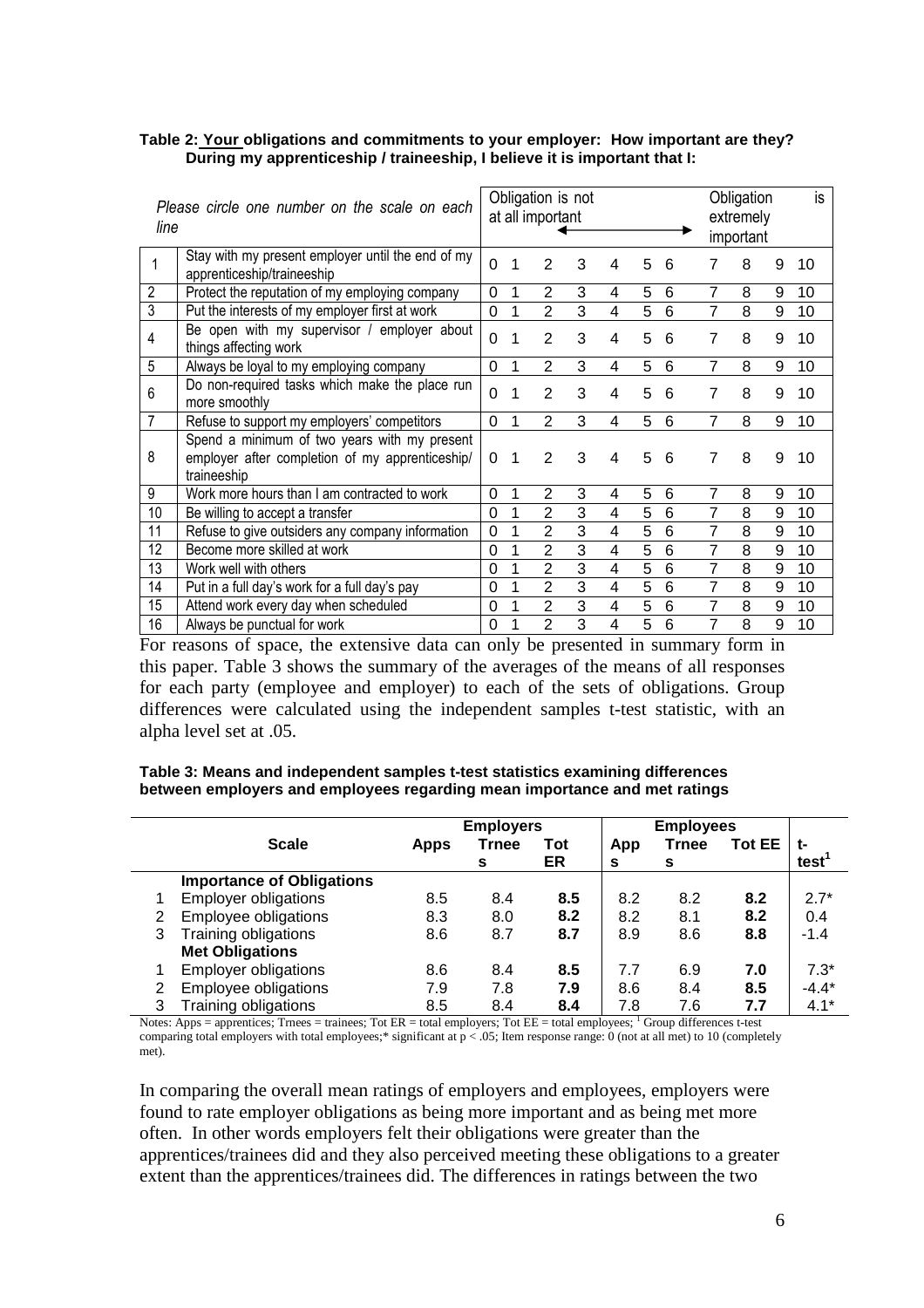**Table 2: Your obligations and commitments to your employer: How important are they? During my apprenticeship / traineeship, I believe it is important that I:**

| | *Please circle one number on the scale on each line* | Obligation is not at all important | | | | | | | | | | Obligation is extremely important |
|---|---|---|---|---|---|---|---|---|---|---|---|---|
| 1 | Stay with my present employer until the end of my apprenticeship/traineeship | 0 | 1 | 2 | 3 | 4 | 5 | 6 | 7 | 8 | 9 | 10 |
| 2 | Protect the reputation of my employing company | 0 | 1 | 2 | 3 | 4 | 5 | 6 | 7 | 8 | 9 | 10 |
| 3 | Put the interests of my employer first at work | 0 | 1 | 2 | 3 | 4 | 5 | 6 | 7 | 8 | 9 | 10 |
| 4 | Be open with my supervisor / employer about things affecting work | 0 | 1 | 2 | 3 | 4 | 5 | 6 | 7 | 8 | 9 | 10 |
| 5 | Always be loyal to my employing company | 0 | 1 | 2 | 3 | 4 | 5 | 6 | 7 | 8 | 9 | 10 |
| 6 | Do non-required tasks which make the place run more smoothly | 0 | 1 | 2 | 3 | 4 | 5 | 6 | 7 | 8 | 9 | 10 |
| 7 | Refuse to support my employers' competitors | 0 | 1 | 2 | 3 | 4 | 5 | 6 | 7 | 8 | 9 | 10 |
| 8 | Spend a minimum of two years with my present employer after completion of my apprenticeship/ traineeship | 0 | 1 | 2 | 3 | 4 | 5 | 6 | 7 | 8 | 9 | 10 |
| 9 | Work more hours than I am contracted to work | 0 | 1 | 2 | 3 | 4 | 5 | 6 | 7 | 8 | 9 | 10 |
| 10 | Be willing to accept a transfer | 0 | 1 | 2 | 3 | 4 | 5 | 6 | 7 | 8 | 9 | 10 |
| 11 | Refuse to give outsiders any company information | 0 | 1 | 2 | 3 | 4 | 5 | 6 | 7 | 8 | 9 | 10 |
| 12 | Become more skilled at work | 0 | 1 | 2 | 3 | 4 | 5 | 6 | 7 | 8 | 9 | 10 |
| 13 | Work well with others | 0 | 1 | 2 | 3 | 4 | 5 | 6 | 7 | 8 | 9 | 10 |
| 14 | Put in a full day's work for a full day's pay | 0 | 1 | 2 | 3 | 4 | 5 | 6 | 7 | 8 | 9 | 10 |
| 15 | Attend work every day when scheduled | 0 | 1 | 2 | 3 | 4 | 5 | 6 | 7 | 8 | 9 | 10 |
| 16 | Always be punctual for work | 0 | 1 | 2 | 3 | 4 | 5 | 6 | 7 | 8 | 9 | 10 |

For reasons of space, the extensive data can only be presented in summary form in this paper. Table 3 shows the summary of the averages of the means of all responses for each party (employee and employer) to each of the sets of obligations. Group differences were calculated using the independent samples t-test statistic, with an alpha level set at .05.

**Table 3: Means and independent samples t-test statistics examining differences between employers and employees regarding mean importance and met ratings**

| | Scale | Employers | | | Employees | | | |
|---|---|---|---|---|---|---|---|---|
| | | Apps | Trnees | Tot ER | Apps | Trnees | Tot EE | t-test[1] |
| | **Importance of Obligations** | | | | | | | |
| 1 | Employer obligations | 8.5 | 8.4 | **8.5** | 8.2 | 8.2 | **8.2** | 2.7* |
| 2 | Employee obligations | 8.3 | 8.0 | **8.2** | 8.2 | 8.1 | **8.2** | 0.4 |
| 3 | Training obligations | 8.6 | 8.7 | **8.7** | 8.9 | 8.6 | **8.8** | -1.4 |
| | **Met Obligations** | | | | | | | |
| 1 | Employer obligations | 8.6 | 8.4 | **8.5** | 7.7 | 6.9 | **7.0** | 7.3* |
| 2 | Employee obligations | 7.9 | 7.8 | **7.9** | 8.6 | 8.4 | **8.5** | -4.4* |
| 3 | Training obligations | 8.5 | 8.4 | **8.4** | 7.8 | 7.6 | **7.7** | 4.1* |

Notes: Apps = apprentices; Trnees = trainees; Tot ER = total employers; Tot EE = total employees; [1] Group differences t-test comparing total employers with total employees;* significant at $p < .05$; Item response range: 0 (not at all met) to 10 (completely met).

In comparing the overall mean ratings of employers and employees, employers were found to rate employer obligations as being more important and as being met more often. In other words employers felt their obligations were greater than the apprentices/trainees did and they also perceived meeting these obligations to a greater extent than the apprentices/trainees did. The differences in ratings between the two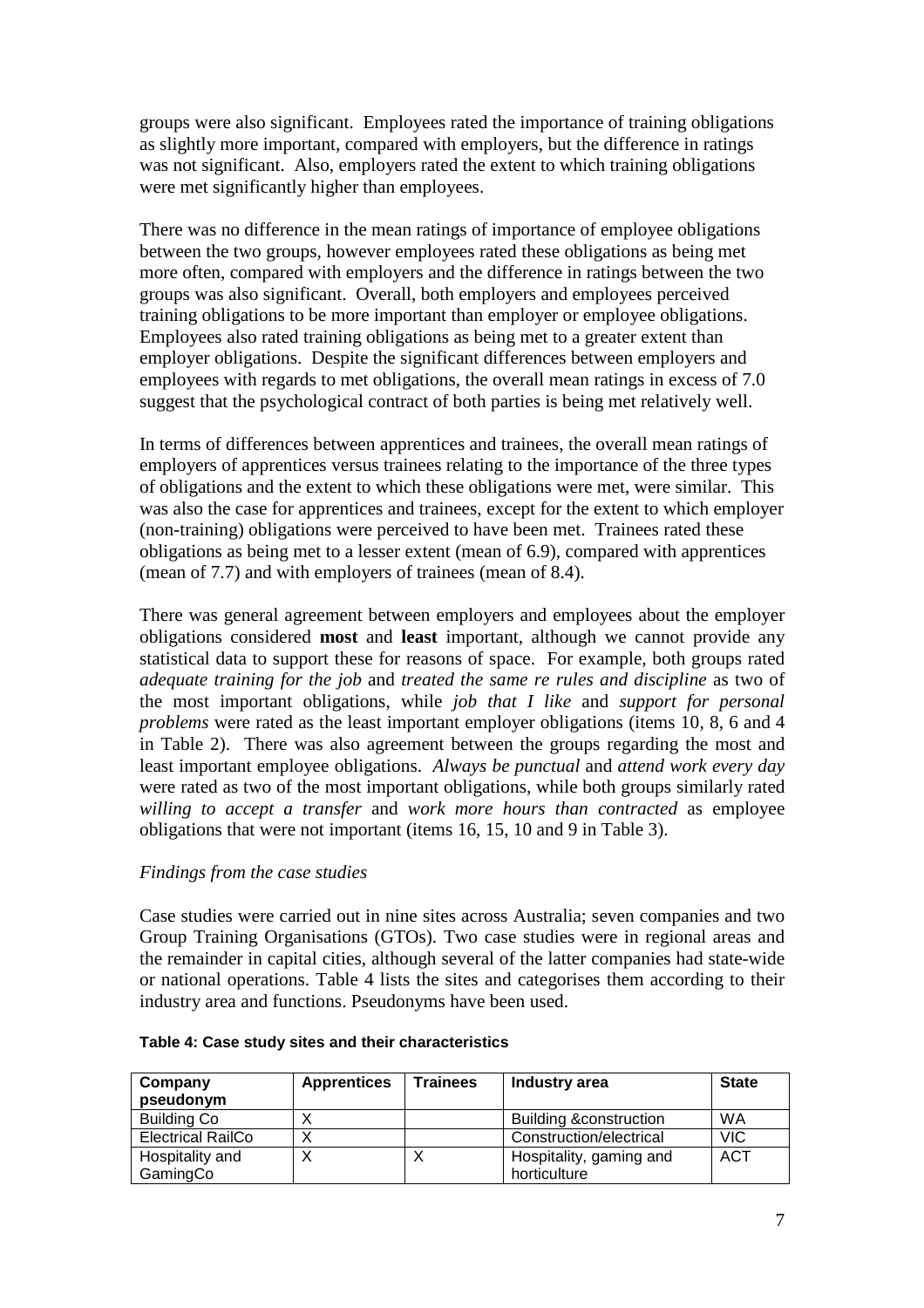groups were also significant. Employees rated the importance of training obligations as slightly more important, compared with employers, but the difference in ratings was not significant. Also, employers rated the extent to which training obligations were met significantly higher than employees.

There was no difference in the mean ratings of importance of employee obligations between the two groups, however employees rated these obligations as being met more often, compared with employers and the difference in ratings between the two groups was also significant. Overall, both employers and employees perceived training obligations to be more important than employer or employee obligations. Employees also rated training obligations as being met to a greater extent than employer obligations. Despite the significant differences between employers and employees with regards to met obligations, the overall mean ratings in excess of 7.0 suggest that the psychological contract of both parties is being met relatively well.

In terms of differences between apprentices and trainees, the overall mean ratings of employers of apprentices versus trainees relating to the importance of the three types of obligations and the extent to which these obligations were met, were similar. This was also the case for apprentices and trainees, except for the extent to which employer (non-training) obligations were perceived to have been met. Trainees rated these obligations as being met to a lesser extent (mean of 6.9), compared with apprentices (mean of 7.7) and with employers of trainees (mean of 8.4).

There was general agreement between employers and employees about the employer obligations considered **most** and **least** important, although we cannot provide any statistical data to support these for reasons of space. For example, both groups rated *adequate training for the job* and *treated the same re rules and discipline* as two of the most important obligations, while *job that I like* and *support for personal problems* were rated as the least important employer obligations (items 10, 8, 6 and 4 in Table 2). There was also agreement between the groups regarding the most and least important employee obligations. *Always be punctual* and *attend work every day* were rated as two of the most important obligations, while both groups similarly rated *willing to accept a transfer* and *work more hours than contracted* as employee obligations that were not important (items 16, 15, 10 and 9 in Table 3).

*Findings from the case studies*

Case studies were carried out in nine sites across Australia; seven companies and two Group Training Organisations (GTOs). Two case studies were in regional areas and the remainder in capital cities, although several of the latter companies had state-wide or national operations. Table 4 lists the sites and categorises them according to their industry area and functions. Pseudonyms have been used.

**Table 4: Case study sites and their characteristics**

| Company pseudonym | Apprentices | Trainees | Industry area | State |
|---|---|---|---|---|
| Building Co | X | | Building &construction | WA |
| Electrical RailCo | X | | Construction/electrical | VIC |
| Hospitality and GamingCo | X | X | Hospitality, gaming and horticulture | ACT |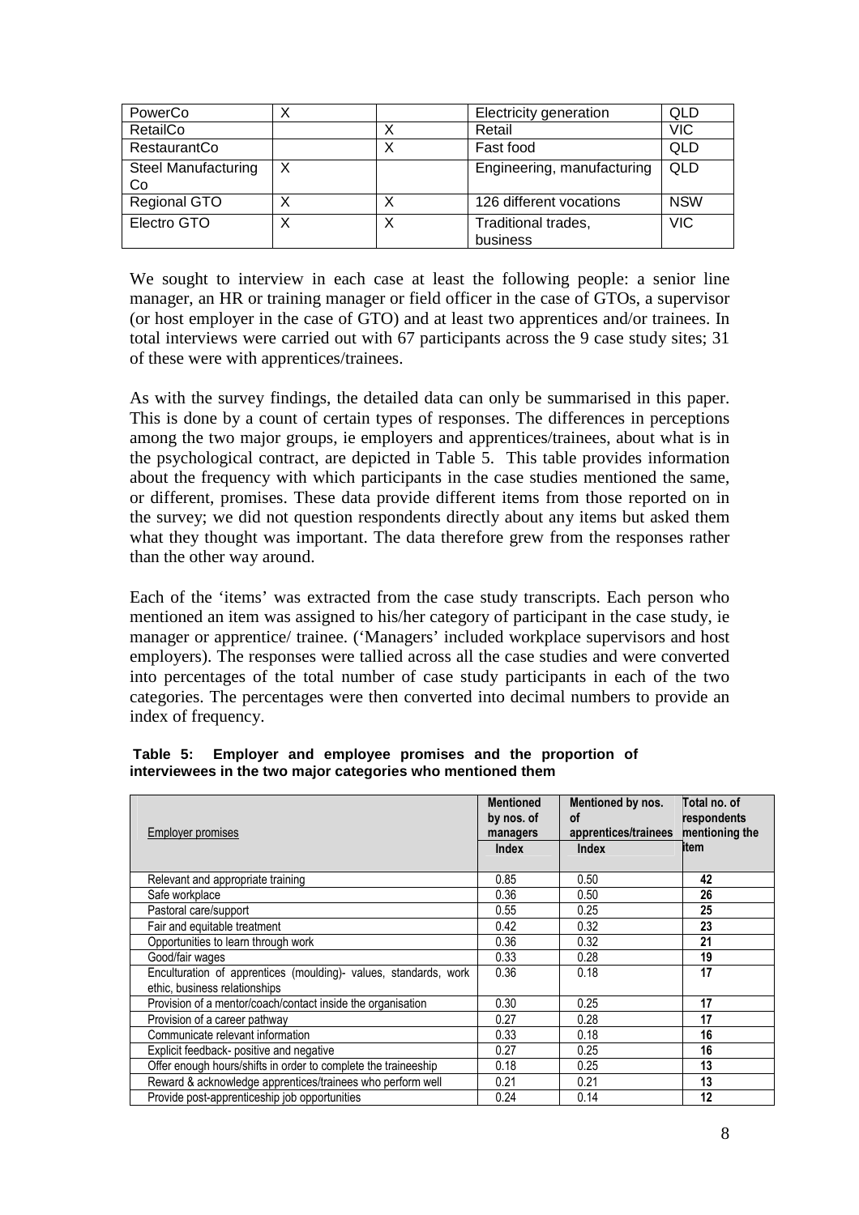| PowerCo | X | | Electricity generation | QLD |
|---|---|---|---|---|
| RetailCo | | X | Retail | VIC |
| RestaurantCo | | X | Fast food | QLD |
| Steel Manufacturing Co | X | | Engineering, manufacturing | QLD |
| Regional GTO | X | X | 126 different vocations | NSW |
| Electro GTO | X | X | Traditional trades, business | VIC |

We sought to interview in each case at least the following people: a senior line manager, an HR or training manager or field officer in the case of GTOs, a supervisor (or host employer in the case of GTO) and at least two apprentices and/or trainees. In total interviews were carried out with 67 participants across the 9 case study sites; 31 of these were with apprentices/trainees.

As with the survey findings, the detailed data can only be summarised in this paper. This is done by a count of certain types of responses. The differences in perceptions among the two major groups, ie employers and apprentices/trainees, about what is in the psychological contract, are depicted in Table 5. This table provides information about the frequency with which participants in the case studies mentioned the same, or different, promises. These data provide different items from those reported on in the survey; we did not question respondents directly about any items but asked them what they thought was important. The data therefore grew from the responses rather than the other way around.

Each of the 'items' was extracted from the case study transcripts. Each person who mentioned an item was assigned to his/her category of participant in the case study, ie manager or apprentice/ trainee. ('Managers' included workplace supervisors and host employers). The responses were tallied across all the case studies and were converted into percentages of the total number of case study participants in each of the two categories. The percentages were then converted into decimal numbers to provide an index of frequency.

**Table 5: Employer and employee promises and the proportion of interviewees in the two major categories who mentioned them**

| Employer promises | Mentioned by nos. of managers<br>Index | Mentioned by nos. of apprentices/trainees<br>Index | Total no. of respondents mentioning the item |
|---|---|---|---|
| Relevant and appropriate training | 0.85 | 0.50 | **42** |
| Safe workplace | 0.36 | 0.50 | **26** |
| Pastoral care/support | 0.55 | 0.25 | **25** |
| Fair and equitable treatment | 0.42 | 0.32 | **23** |
| Opportunities to learn through work | 0.36 | 0.32 | **21** |
| Good/fair wages | 0.33 | 0.28 | **19** |
| Enculturation of apprentices (moulding)- values, standards, work ethic, business relationships | 0.36 | 0.18 | **17** |
| Provision of a mentor/coach/contact inside the organisation | 0.30 | 0.25 | **17** |
| Provision of a career pathway | 0.27 | 0.28 | **17** |
| Communicate relevant information | 0.33 | 0.18 | **16** |
| Explicit feedback- positive and negative | 0.27 | 0.25 | **16** |
| Offer enough hours/shifts in order to complete the traineeship | 0.18 | 0.25 | **13** |
| Reward & acknowledge apprentices/trainees who perform well | 0.21 | 0.21 | **13** |
| Provide post-apprenticeship job opportunities | 0.24 | 0.14 | **12** |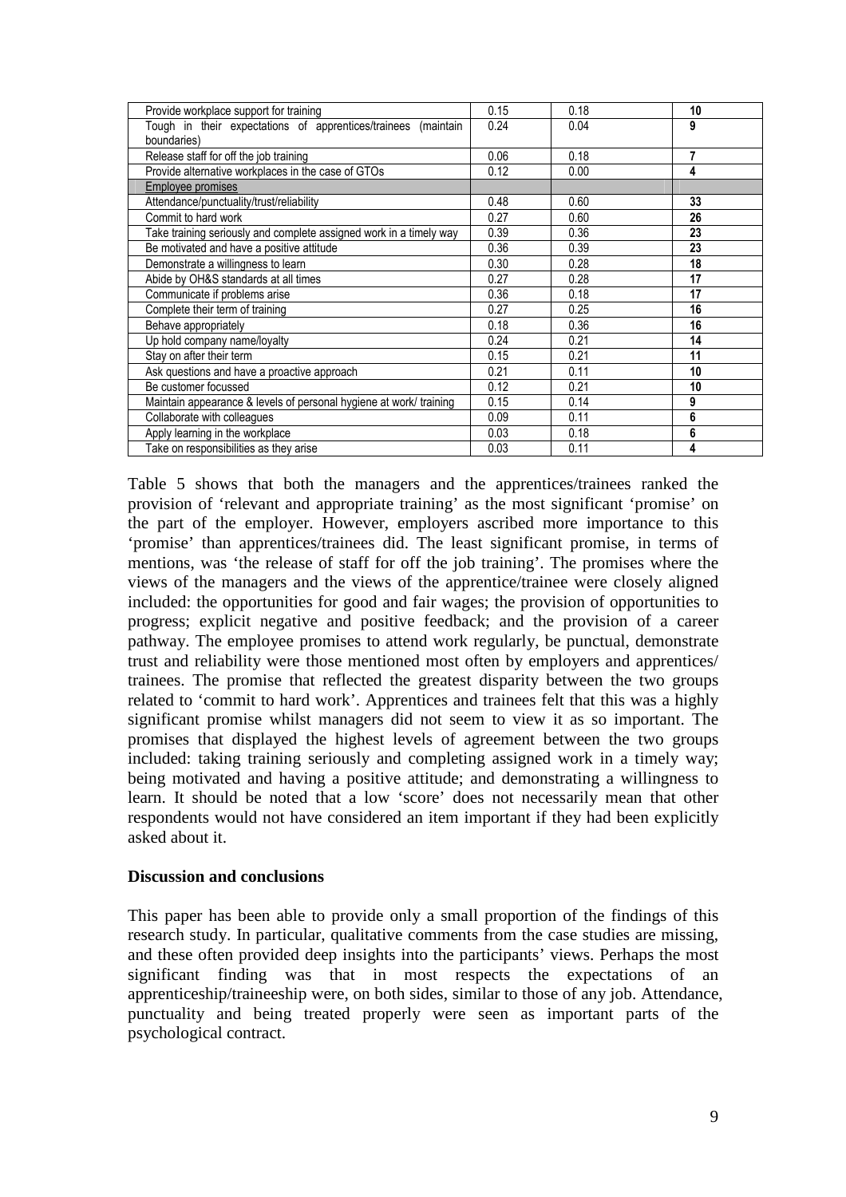| | | | |
|---|---|---|---|
| Provide workplace support for training | 0.15 | 0.18 | **10** |
| Tough in their expectations of apprentices/trainees (maintain boundaries) | 0.24 | 0.04 | **9** |
| Release staff for off the job training | 0.06 | 0.18 | **7** |
| Provide alternative workplaces in the case of GTOs | 0.12 | 0.00 | **4** |
| Employee promises | | | |
| Attendance/punctuality/trust/reliability | 0.48 | 0.60 | **33** |
| Commit to hard work | 0.27 | 0.60 | **26** |
| Take training seriously and complete assigned work in a timely way | 0.39 | 0.36 | **23** |
| Be motivated and have a positive attitude | 0.36 | 0.39 | **23** |
| Demonstrate a willingness to learn | 0.30 | 0.28 | **18** |
| Abide by OH&S standards at all times | 0.27 | 0.28 | **17** |
| Communicate if problems arise | 0.36 | 0.18 | **17** |
| Complete their term of training | 0.27 | 0.25 | **16** |
| Behave appropriately | 0.18 | 0.36 | **16** |
| Up hold company name/loyalty | 0.24 | 0.21 | **14** |
| Stay on after their term | 0.15 | 0.21 | **11** |
| Ask questions and have a proactive approach | 0.21 | 0.11 | **10** |
| Be customer focussed | 0.12 | 0.21 | **10** |
| Maintain appearance & levels of personal hygiene at work/ training | 0.15 | 0.14 | **9** |
| Collaborate with colleagues | 0.09 | 0.11 | **6** |
| Apply learning in the workplace | 0.03 | 0.18 | **6** |
| Take on responsibilities as they arise | 0.03 | 0.11 | **4** |

Table 5 shows that both the managers and the apprentices/trainees ranked the provision of 'relevant and appropriate training' as the most significant 'promise' on the part of the employer. However, employers ascribed more importance to this 'promise' than apprentices/trainees did. The least significant promise, in terms of mentions, was 'the release of staff for off the job training'. The promises where the views of the managers and the views of the apprentice/trainee were closely aligned included: the opportunities for good and fair wages; the provision of opportunities to progress; explicit negative and positive feedback; and the provision of a career pathway. The employee promises to attend work regularly, be punctual, demonstrate trust and reliability were those mentioned most often by employers and apprentices/ trainees. The promise that reflected the greatest disparity between the two groups related to 'commit to hard work'. Apprentices and trainees felt that this was a highly significant promise whilst managers did not seem to view it as so important. The promises that displayed the highest levels of agreement between the two groups included: taking training seriously and completing assigned work in a timely way; being motivated and having a positive attitude; and demonstrating a willingness to learn. It should be noted that a low 'score' does not necessarily mean that other respondents would not have considered an item important if they had been explicitly asked about it.

## Discussion and conclusions

This paper has been able to provide only a small proportion of the findings of this research study. In particular, qualitative comments from the case studies are missing, and these often provided deep insights into the participants' views. Perhaps the most significant finding was that in most respects the expectations of an apprenticeship/traineeship were, on both sides, similar to those of any job. Attendance, punctuality and being treated properly were seen as important parts of the psychological contract.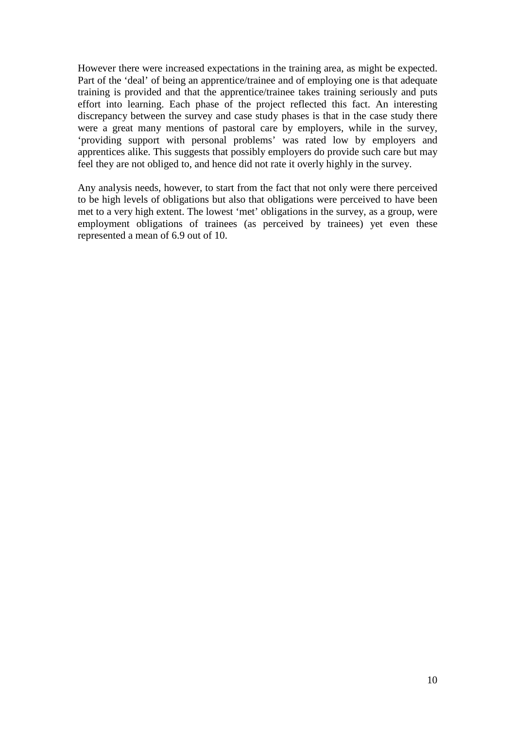However there were increased expectations in the training area, as might be expected. Part of the 'deal' of being an apprentice/trainee and of employing one is that adequate training is provided and that the apprentice/trainee takes training seriously and puts effort into learning. Each phase of the project reflected this fact. An interesting discrepancy between the survey and case study phases is that in the case study there were a great many mentions of pastoral care by employers, while in the survey, 'providing support with personal problems' was rated low by employers and apprentices alike. This suggests that possibly employers do provide such care but may feel they are not obliged to, and hence did not rate it overly highly in the survey.

Any analysis needs, however, to start from the fact that not only were there perceived to be high levels of obligations but also that obligations were perceived to have been met to a very high extent. The lowest 'met' obligations in the survey, as a group, were employment obligations of trainees (as perceived by trainees) yet even these represented a mean of 6.9 out of 10.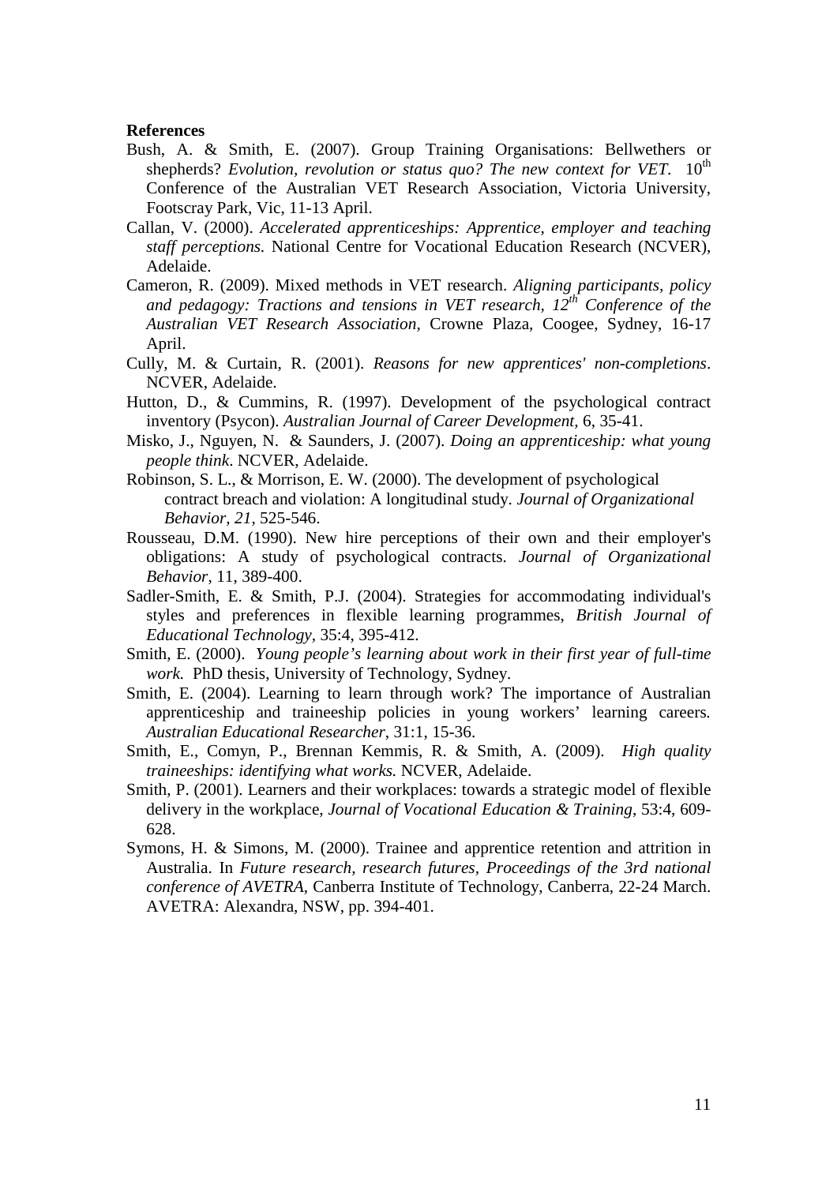**References**

Bush, A. & Smith, E. (2007). Group Training Organisations: Bellwethers or shepherds? *Evolution, revolution or status quo? The new context for VET.* 10th Conference of the Australian VET Research Association, Victoria University, Footscray Park, Vic, 11-13 April.

Callan, V. (2000). *Accelerated apprenticeships: Apprentice, employer and teaching staff perceptions.* National Centre for Vocational Education Research (NCVER), Adelaide.

Cameron, R. (2009). Mixed methods in VET research. *Aligning participants, policy and pedagogy: Tractions and tensions in VET research, 12th Conference of the Australian VET Research Association*, Crowne Plaza, Coogee, Sydney, 16-17 April.

Cully, M. & Curtain, R. (2001). *Reasons for new apprentices' non-completions*. NCVER, Adelaide.

Hutton, D., & Cummins, R. (1997). Development of the psychological contract inventory (Psycon). *Australian Journal of Career Development*, 6, 35-41.

Misko, J., Nguyen, N. & Saunders, J. (2007). *Doing an apprenticeship: what young people think*. NCVER, Adelaide.

Robinson, S. L., & Morrison, E. W. (2000). The development of psychological contract breach and violation: A longitudinal study. *Journal of Organizational Behavior, 21*, 525-546.

Rousseau, D.M. (1990). New hire perceptions of their own and their employer's obligations: A study of psychological contracts. *Journal of Organizational Behavior*, 11, 389-400.

Sadler-Smith, E. & Smith, P.J. (2004). Strategies for accommodating individual's styles and preferences in flexible learning programmes, *British Journal of Educational Technology*, 35:4, 395-412.

Smith, E. (2000). *Young people's learning about work in their first year of full-time work.* PhD thesis, University of Technology, Sydney.

Smith, E. (2004). Learning to learn through work? The importance of Australian apprenticeship and traineeship policies in young workers' learning careers. *Australian Educational Researcher*, 31:1, 15-36.

Smith, E., Comyn, P., Brennan Kemmis, R. & Smith, A. (2009). *High quality traineeships: identifying what works.* NCVER, Adelaide.

Smith, P. (2001). Learners and their workplaces: towards a strategic model of flexible delivery in the workplace, *Journal of Vocational Education & Training*, 53:4, 609-628.

Symons, H. & Simons, M. (2000). Trainee and apprentice retention and attrition in Australia. In *Future research, research futures, Proceedings of the 3rd national conference of AVETRA*, Canberra Institute of Technology, Canberra, 22-24 March. AVETRA: Alexandra, NSW, pp. 394-401.